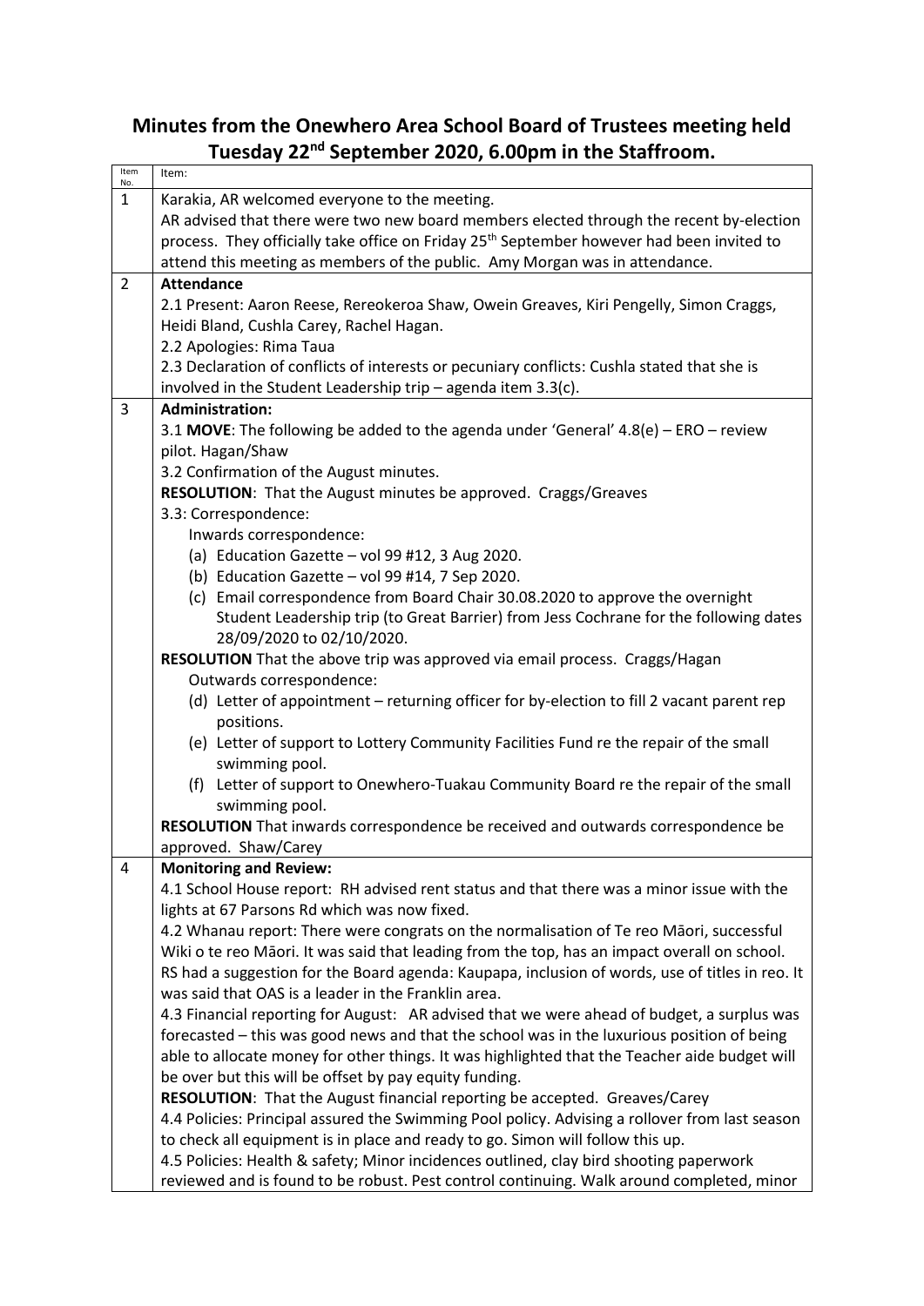# Minutes from the Onewhero Area School Board of Trustees meeting held Tuesday 22nd September 2020, 6.00pm in the Staffroom.

| Item No. | Item: |
|---|---|
| 1 | Karakia, AR welcomed everyone to the meeting.<br>AR advised that there were two new board members elected through the recent by-election process. They officially take office on Friday 25th September however had been invited to attend this meeting as members of the public. Amy Morgan was in attendance. |
| 2 | **Attendance**<br>2.1 Present: Aaron Reese, Rereokeroa Shaw, Owein Greaves, Kiri Pengelly, Simon Craggs, Heidi Bland, Cushla Carey, Rachel Hagan.<br>2.2 Apologies: Rima Taua<br>2.3 Declaration of conflicts of interests or pecuniary conflicts: Cushla stated that she is involved in the Student Leadership trip – agenda item 3.3(c). |
| 3 | **Administration:**<br>3.1 **MOVE**: The following be added to the agenda under 'General' 4.8(e) – ERO – review pilot. Hagan/Shaw<br>3.2 Confirmation of the August minutes.<br>**RESOLUTION**: That the August minutes be approved. Craggs/Greaves<br>3.3: Correspondence:<br>Inwards correspondence:<br>(a) Education Gazette – vol 99 #12, 3 Aug 2020.<br>(b) Education Gazette – vol 99 #14, 7 Sep 2020.<br>(c) Email correspondence from Board Chair 30.08.2020 to approve the overnight Student Leadership trip (to Great Barrier) from Jess Cochrane for the following dates 28/09/2020 to 02/10/2020.<br>**RESOLUTION** That the above trip was approved via email process. Craggs/Hagan<br>Outwards correspondence:<br>(d) Letter of appointment – returning officer for by-election to fill 2 vacant parent rep positions.<br>(e) Letter of support to Lottery Community Facilities Fund re the repair of the small swimming pool.<br>(f) Letter of support to Onewhero-Tuakau Community Board re the repair of the small swimming pool.<br>**RESOLUTION** That inwards correspondence be received and outwards correspondence be approved. Shaw/Carey |
| 4 | **Monitoring and Review:**<br>4.1 School House report: RH advised rent status and that there was a minor issue with the lights at 67 Parsons Rd which was now fixed.<br>4.2 Whanau report: There were congrats on the normalisation of Te reo Māori, successful Wiki o te reo Māori. It was said that leading from the top, has an impact overall on school. RS had a suggestion for the Board agenda: Kaupapa, inclusion of words, use of titles in reo. It was said that OAS is a leader in the Franklin area.<br>4.3 Financial reporting for August: AR advised that we were ahead of budget, a surplus was forecasted – this was good news and that the school was in the luxurious position of being able to allocate money for other things. It was highlighted that the Teacher aide budget will be over but this will be offset by pay equity funding.<br>**RESOLUTION**: That the August financial reporting be accepted. Greaves/Carey<br>4.4 Policies: Principal assured the Swimming Pool policy. Advising a rollover from last season to check all equipment is in place and ready to go. Simon will follow this up.<br>4.5 Policies: Health & safety; Minor incidences outlined, clay bird shooting paperwork reviewed and is found to be robust. Pest control continuing. Walk around completed, minor |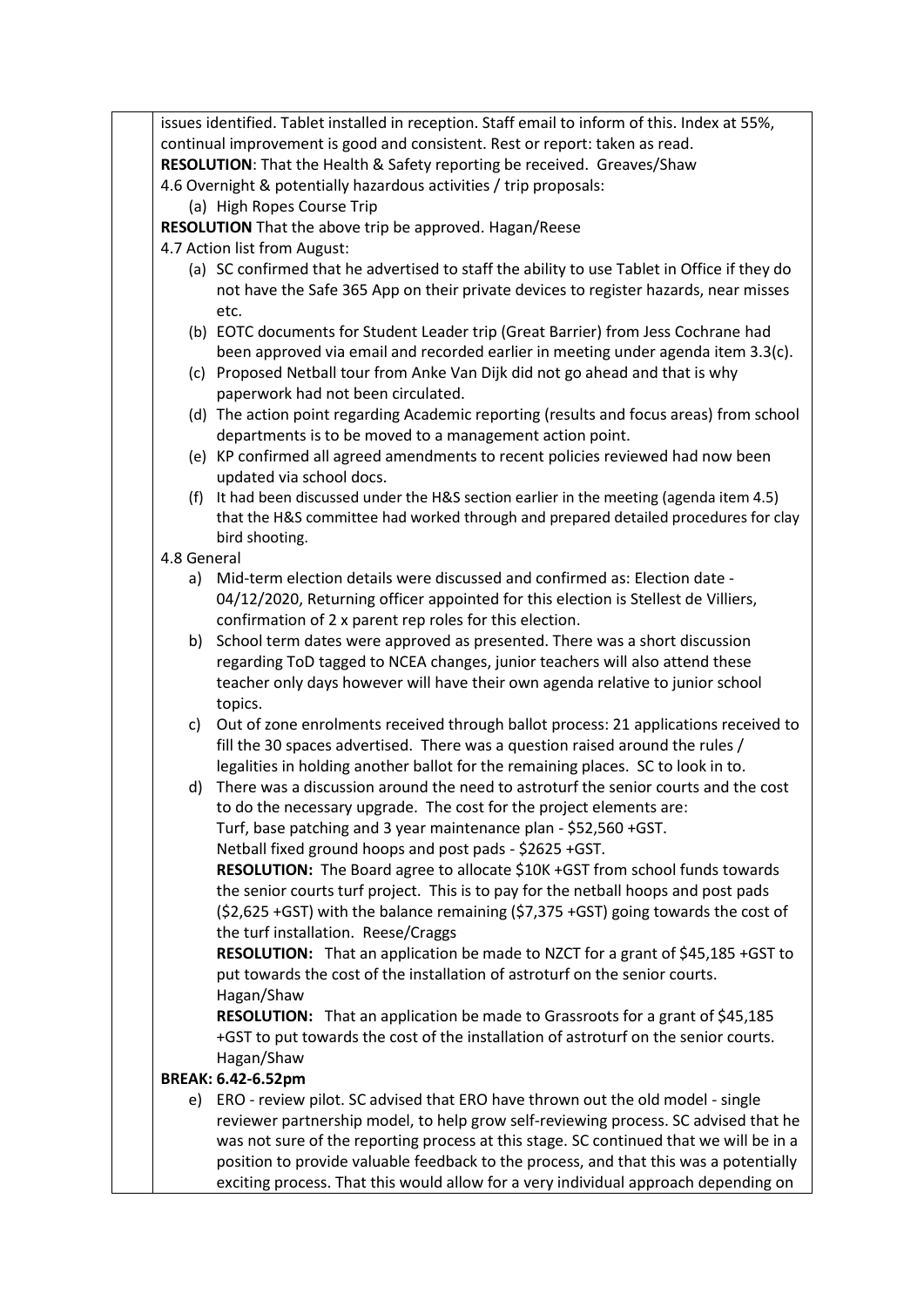issues identified. Tablet installed in reception. Staff email to inform of this. Index at 55%, continual improvement is good and consistent. Rest or report: taken as read.

**RESOLUTION**: That the Health & Safety reporting be received. Greaves/Shaw

4.6 Overnight & potentially hazardous activities / trip proposals:

(a) High Ropes Course Trip

**RESOLUTION** That the above trip be approved. Hagan/Reese

4.7 Action list from August:

(a) SC confirmed that he advertised to staff the ability to use Tablet in Office if they do not have the Safe 365 App on their private devices to register hazards, near misses etc.

(b) EOTC documents for Student Leader trip (Great Barrier) from Jess Cochrane had been approved via email and recorded earlier in meeting under agenda item 3.3(c).

(c) Proposed Netball tour from Anke Van Dijk did not go ahead and that is why paperwork had not been circulated.

(d) The action point regarding Academic reporting (results and focus areas) from school departments is to be moved to a management action point.

(e) KP confirmed all agreed amendments to recent policies reviewed had now been updated via school docs.

(f) It had been discussed under the H&S section earlier in the meeting (agenda item 4.5) that the H&S committee had worked through and prepared detailed procedures for clay bird shooting.

4.8 General

a) Mid-term election details were discussed and confirmed as: Election date - 04/12/2020, Returning officer appointed for this election is Stellest de Villiers, confirmation of 2 x parent rep roles for this election.

b) School term dates were approved as presented. There was a short discussion regarding ToD tagged to NCEA changes, junior teachers will also attend these teacher only days however will have their own agenda relative to junior school topics.

c) Out of zone enrolments received through ballot process: 21 applications received to fill the 30 spaces advertised. There was a question raised around the rules / legalities in holding another ballot for the remaining places. SC to look in to.

d) There was a discussion around the need to astroturf the senior courts and the cost to do the necessary upgrade. The cost for the project elements are:
Turf, base patching and 3 year maintenance plan - $52,560 +GST.
Netball fixed ground hoops and post pads - $2625 +GST.

**RESOLUTION:** The Board agree to allocate $10K +GST from school funds towards the senior courts turf project. This is to pay for the netball hoops and post pads ($2,625 +GST) with the balance remaining ($7,375 +GST) going towards the cost of the turf installation. Reese/Craggs

**RESOLUTION:** That an application be made to NZCT for a grant of $45,185 +GST to put towards the cost of the installation of astroturf on the senior courts. Hagan/Shaw

**RESOLUTION:** That an application be made to Grassroots for a grant of $45,185 +GST to put towards the cost of the installation of astroturf on the senior courts. Hagan/Shaw

**BREAK: 6.42-6.52pm**

e) ERO - review pilot. SC advised that ERO have thrown out the old model - single reviewer partnership model, to help grow self-reviewing process. SC advised that he was not sure of the reporting process at this stage. SC continued that we will be in a position to provide valuable feedback to the process, and that this was a potentially exciting process. That this would allow for a very individual approach depending on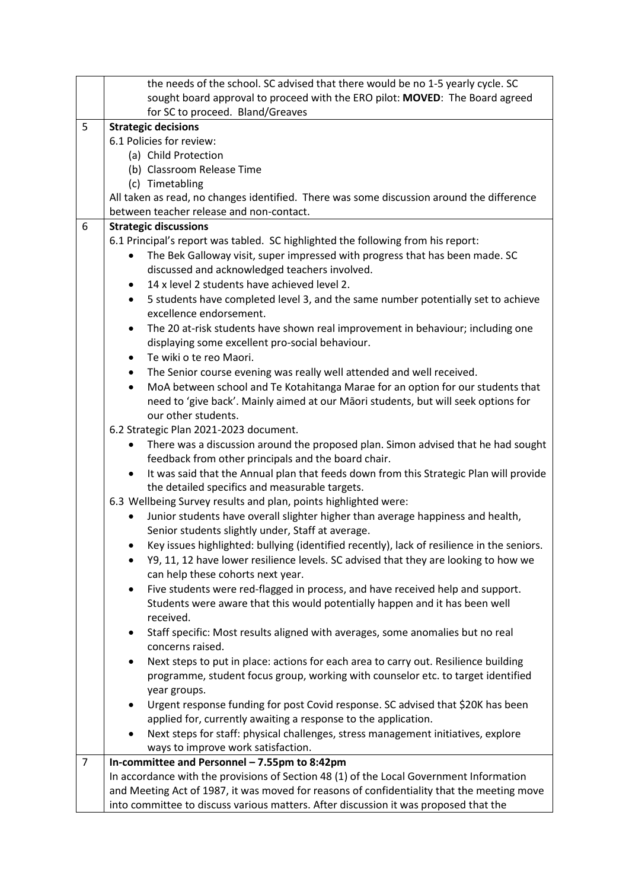| | |
|---|---|
| | the needs of the school. SC advised that there would be no 1-5 yearly cycle. SC sought board approval to proceed with the ERO pilot: **MOVED**: The Board agreed for SC to proceed. Bland/Greaves |
| 5 | **Strategic decisions**<br>6.1 Policies for review:<br>(a) Child Protection<br>(b) Classroom Release Time<br>(c) Timetabling<br>All taken as read, no changes identified. There was some discussion around the difference between teacher release and non-contact. |
| 6 | **Strategic discussions**<br>6.1 Principal's report was tabled. SC highlighted the following from his report:<br>• The Bek Galloway visit, super impressed with progress that has been made. SC discussed and acknowledged teachers involved.<br>• 14 x level 2 students have achieved level 2.<br>• 5 students have completed level 3, and the same number potentially set to achieve excellence endorsement.<br>• The 20 at-risk students have shown real improvement in behaviour; including one displaying some excellent pro-social behaviour.<br>• Te wiki o te reo Maori.<br>• The Senior course evening was really well attended and well received.<br>• MoA between school and Te Kotahitanga Marae for an option for our students that need to 'give back'. Mainly aimed at our Māori students, but will seek options for our other students.<br>6.2 Strategic Plan 2021-2023 document.<br>• There was a discussion around the proposed plan. Simon advised that he had sought feedback from other principals and the board chair.<br>• It was said that the Annual plan that feeds down from this Strategic Plan will provide the detailed specifics and measurable targets.<br>6.3 Wellbeing Survey results and plan, points highlighted were:<br>• Junior students have overall slighter higher than average happiness and health, Senior students slightly under, Staff at average.<br>• Key issues highlighted: bullying (identified recently), lack of resilience in the seniors.<br>• Y9, 11, 12 have lower resilience levels. SC advised that they are looking to how we can help these cohorts next year.<br>• Five students were red-flagged in process, and have received help and support. Students were aware that this would potentially happen and it has been well received.<br>• Staff specific: Most results aligned with averages, some anomalies but no real concerns raised.<br>• Next steps to put in place: actions for each area to carry out. Resilience building programme, student focus group, working with counselor etc. to target identified year groups.<br>• Urgent response funding for post Covid response. SC advised that $20K has been applied for, currently awaiting a response to the application.<br>• Next steps for staff: physical challenges, stress management initiatives, explore ways to improve work satisfaction. |
| 7 | **In-committee and Personnel – 7.55pm to 8:42pm**<br>In accordance with the provisions of Section 48 (1) of the Local Government Information and Meeting Act of 1987, it was moved for reasons of confidentiality that the meeting move into committee to discuss various matters. After discussion it was proposed that the |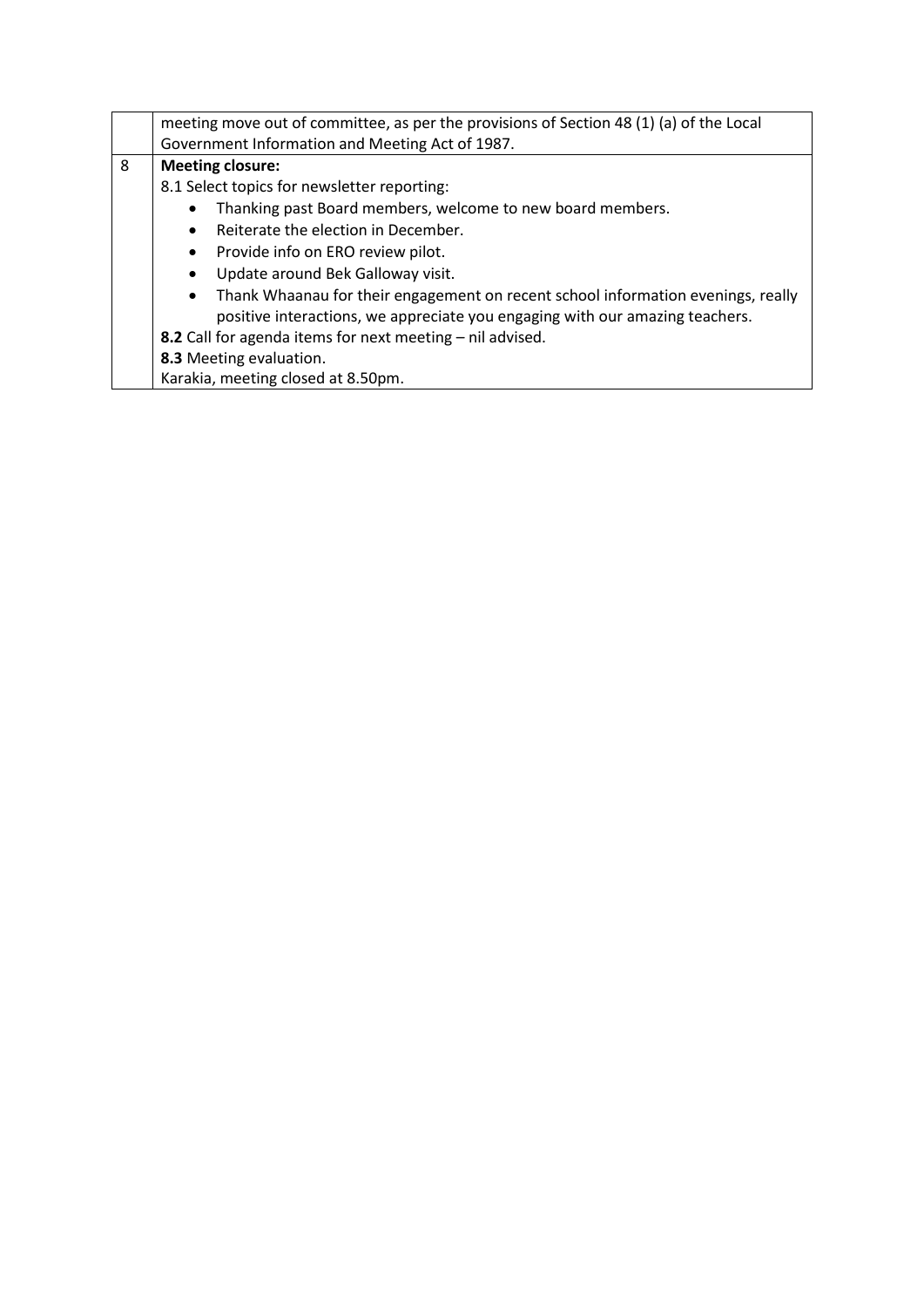| | |
|---|---|
| | meeting move out of committee, as per the provisions of Section 48 (1) (a) of the Local Government Information and Meeting Act of 1987. |
| 8 | **Meeting closure:**<br>8.1 Select topics for newsletter reporting:<br>• Thanking past Board members, welcome to new board members.<br>• Reiterate the election in December.<br>• Provide info on ERO review pilot.<br>• Update around Bek Galloway visit.<br>• Thank Whaanau for their engagement on recent school information evenings, really positive interactions, we appreciate you engaging with our amazing teachers.<br>**8.2** Call for agenda items for next meeting – nil advised.<br>**8.3** Meeting evaluation.<br>Karakia, meeting closed at 8.50pm. |